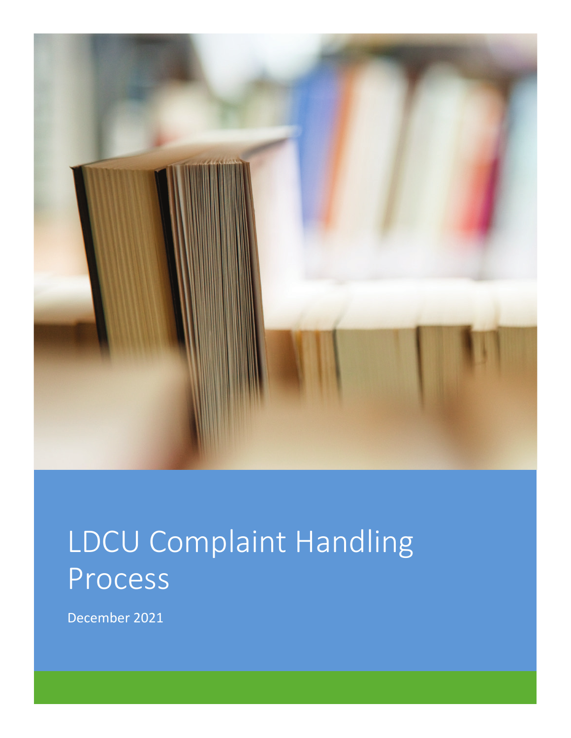# LDCU Complaint Handling Process

December 2021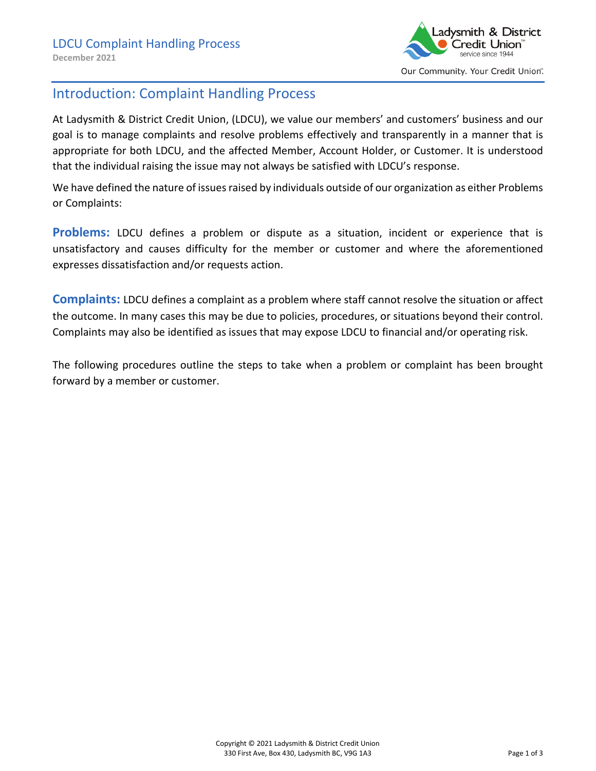# LDCU Complaint Handling Process

**December 2021**

## Introduction: Complaint Handling Process

At Ladysmith & District Credit Union, (LDCU), we value our members' and customers' business and our goal is to manage complaints and resolve problems effectively and transparently in a manner that is appropriate for both LDCU, and the affected Member, Account Holder, or Customer. It is understood that the individual raising the issue may not always be satisfied with LDCU's response.

We have defined the nature of issues raised by individuals outside of our organization as either Problems or Complaints:

**Problems:** LDCU defines a problem or dispute as a situation, incident or experience that is unsatisfactory and causes difficulty for the member or customer and where the aforementioned expresses dissatisfaction and/or requests action.

**Complaints:** LDCU defines a complaint as a problem where staff cannot resolve the situation or affect the outcome. In many cases this may be due to policies, procedures, or situations beyond their control. Complaints may also be identified as issues that may expose LDCU to financial and/or operating risk.

The following procedures outline the steps to take when a problem or complaint has been brought forward by a member or customer.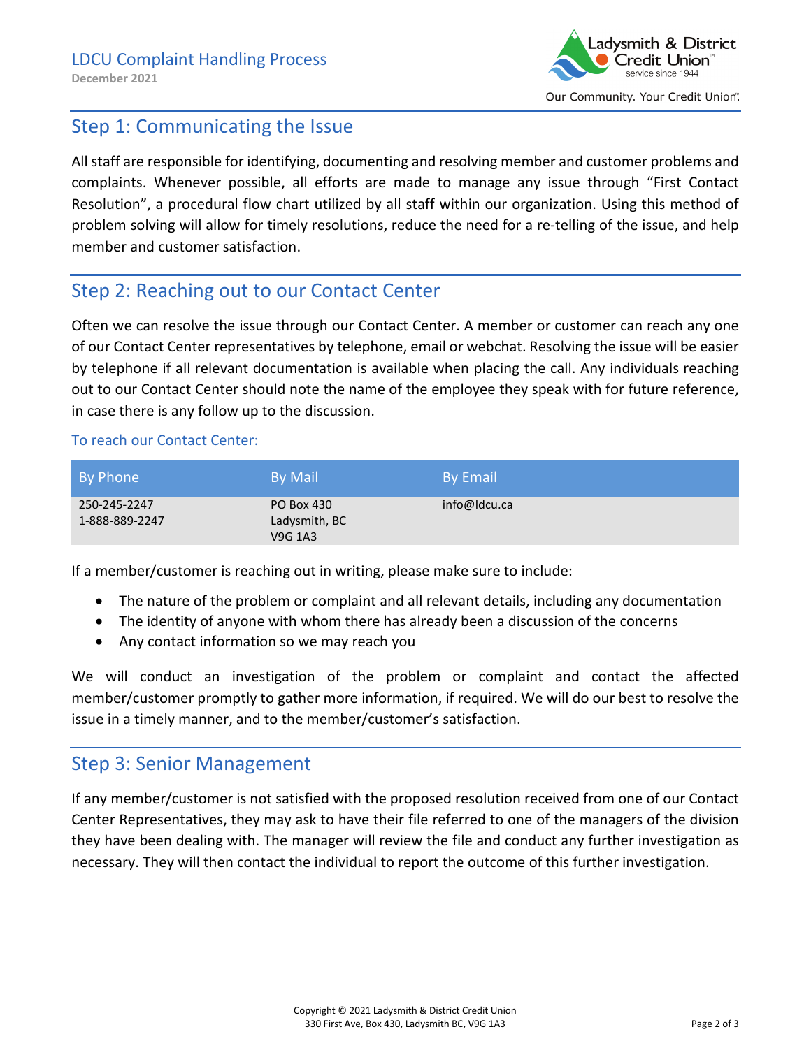## Step 1: Communicating the Issue

All staff are responsible for identifying, documenting and resolving member and customer problems and complaints. Whenever possible, all efforts are made to manage any issue through "First Contact Resolution", a procedural flow chart utilized by all staff within our organization. Using this method of problem solving will allow for timely resolutions, reduce the need for a re-telling of the issue, and help member and customer satisfaction.

## Step 2: Reaching out to our Contact Center

Often we can resolve the issue through our Contact Center. A member or customer can reach any one of our Contact Center representatives by telephone, email or webchat. Resolving the issue will be easier by telephone if all relevant documentation is available when placing the call. Any individuals reaching out to our Contact Center should note the name of the employee they speak with for future reference, in case there is any follow up to the discussion.

### To reach our Contact Center:

| By Phone | By Mail | By Email |
|---|---|---|
| 250-245-2247<br>1-888-889-2247 | PO Box 430<br>Ladysmith, BC<br>V9G 1A3 | info@ldcu.ca |

If a member/customer is reaching out in writing, please make sure to include:

- The nature of the problem or complaint and all relevant details, including any documentation
- The identity of anyone with whom there has already been a discussion of the concerns
- Any contact information so we may reach you

We will conduct an investigation of the problem or complaint and contact the affected member/customer promptly to gather more information, if required. We will do our best to resolve the issue in a timely manner, and to the member/customer's satisfaction.

## Step 3: Senior Management

If any member/customer is not satisfied with the proposed resolution received from one of our Contact Center Representatives, they may ask to have their file referred to one of the managers of the division they have been dealing with. The manager will review the file and conduct any further investigation as necessary. They will then contact the individual to report the outcome of this further investigation.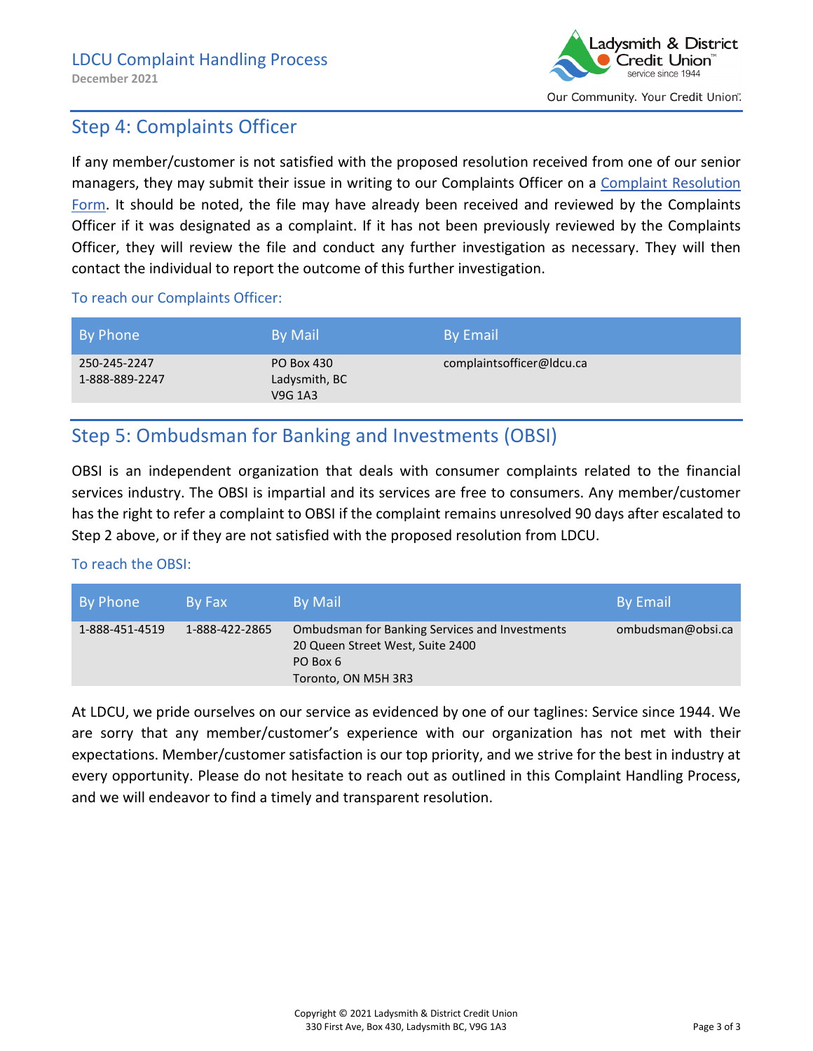## Step 4: Complaints Officer

If any member/customer is not satisfied with the proposed resolution received from one of our senior managers, they may submit their issue in writing to our Complaints Officer on a Complaint Resolution Form. It should be noted, the file may have already been received and reviewed by the Complaints Officer if it was designated as a complaint. If it has not been previously reviewed by the Complaints Officer, they will review the file and conduct any further investigation as necessary. They will then contact the individual to report the outcome of this further investigation.

### To reach our Complaints Officer:

| By Phone | By Mail | By Email |
|---|---|---|
| 250-245-2247<br>1-888-889-2247 | PO Box 430<br>Ladysmith, BC<br>V9G 1A3 | complaintsofficer@ldcu.ca |

## Step 5: Ombudsman for Banking and Investments (OBSI)

OBSI is an independent organization that deals with consumer complaints related to the financial services industry. The OBSI is impartial and its services are free to consumers. Any member/customer has the right to refer a complaint to OBSI if the complaint remains unresolved 90 days after escalated to Step 2 above, or if they are not satisfied with the proposed resolution from LDCU.

### To reach the OBSI:

| By Phone | By Fax | By Mail | By Email |
|---|---|---|---|
| 1-888-451-4519 | 1-888-422-2865 | Ombudsman for Banking Services and Investments<br>20 Queen Street West, Suite 2400<br>PO Box 6<br>Toronto, ON M5H 3R3 | ombudsman@obsi.ca |

At LDCU, we pride ourselves on our service as evidenced by one of our taglines: Service since 1944. We are sorry that any member/customer's experience with our organization has not met with their expectations. Member/customer satisfaction is our top priority, and we strive for the best in industry at every opportunity. Please do not hesitate to reach out as outlined in this Complaint Handling Process, and we will endeavor to find a timely and transparent resolution.